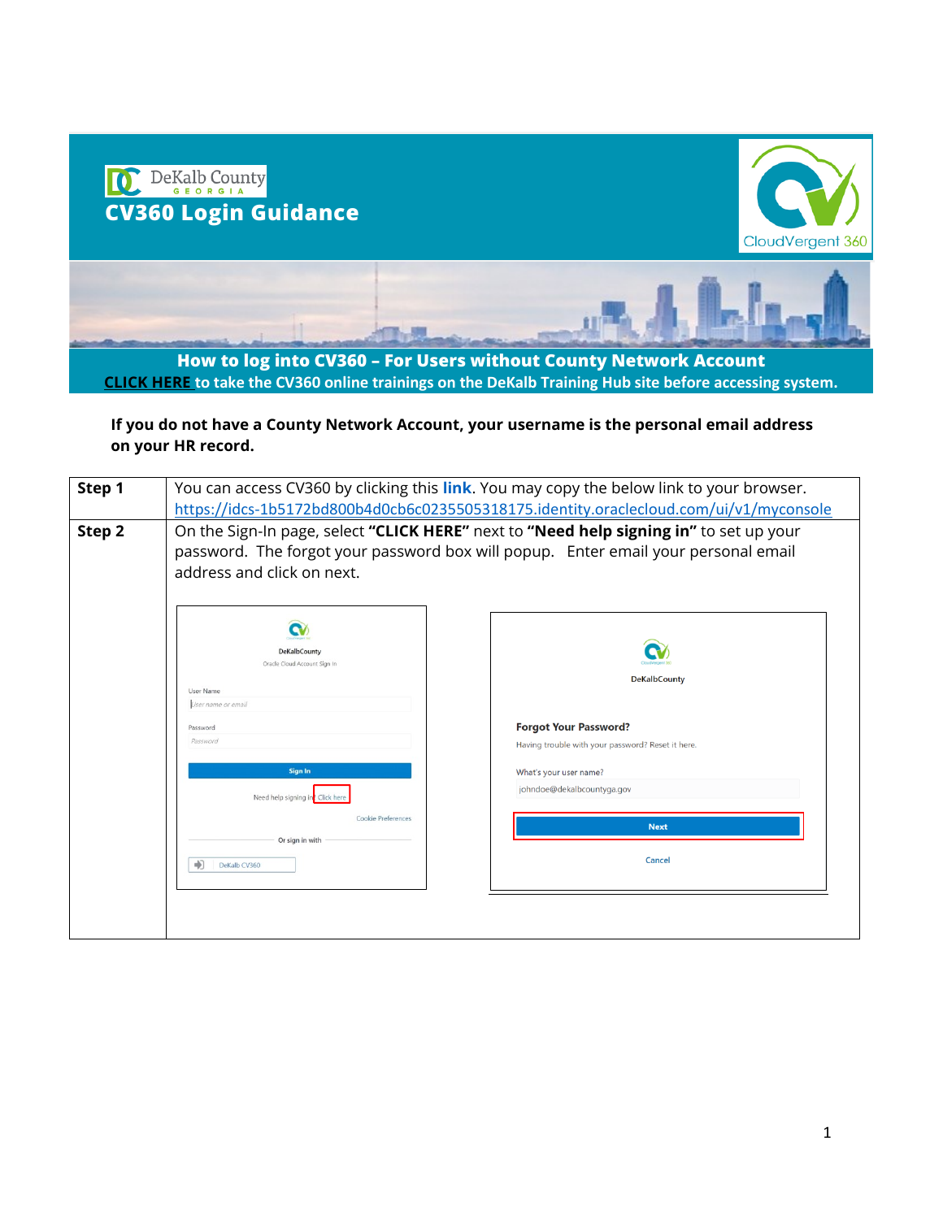DeKalb County GEORGIA

# CV360 Login Guidance

CloudVergent 360

## How to log into CV360 – For Users without County Network Account

**CLICK HERE to take the CV360 online trainings on the DeKalb Training Hub site before accessing system.**

**If you do not have a County Network Account, your username is the personal email address on your HR record.**

| | |
|---|---|
| **Step 1** | You can access CV360 by clicking this **link**. You may copy the below link to your browser. https://idcs-1b5172bd800b4d0cb6c0235505318175.identity.oraclecloud.com/ui/v1/myconsole |
| **Step 2** | On the Sign-In page, select **"CLICK HERE"** next to **"Need help signing in"** to set up your password. The forgot your password box will popup. Enter email your personal email address and click on next. |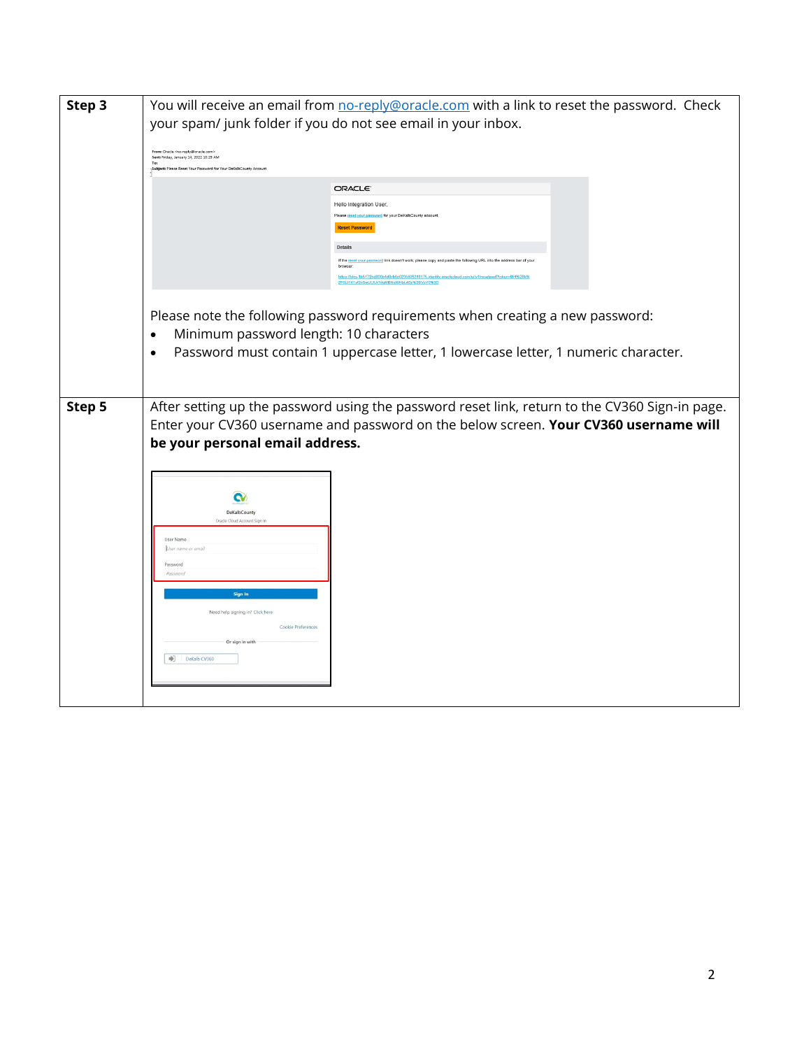| | |
|---|---|
| **Step 3** | You will receive an email from no-reply@oracle.com with a link to reset the password. Check your spam/ junk folder if you do not see email in your inbox.<br><br>Please note the following password requirements when creating a new password:<br>• Minimum password length: 10 characters<br>• Password must contain 1 uppercase letter, 1 lowercase letter, 1 numeric character. |
| **Step 5** | After setting up the password using the password reset link, return to the CV360 Sign-in page. Enter your CV360 username and password on the below screen. **Your CV360 username will be your personal email address.** |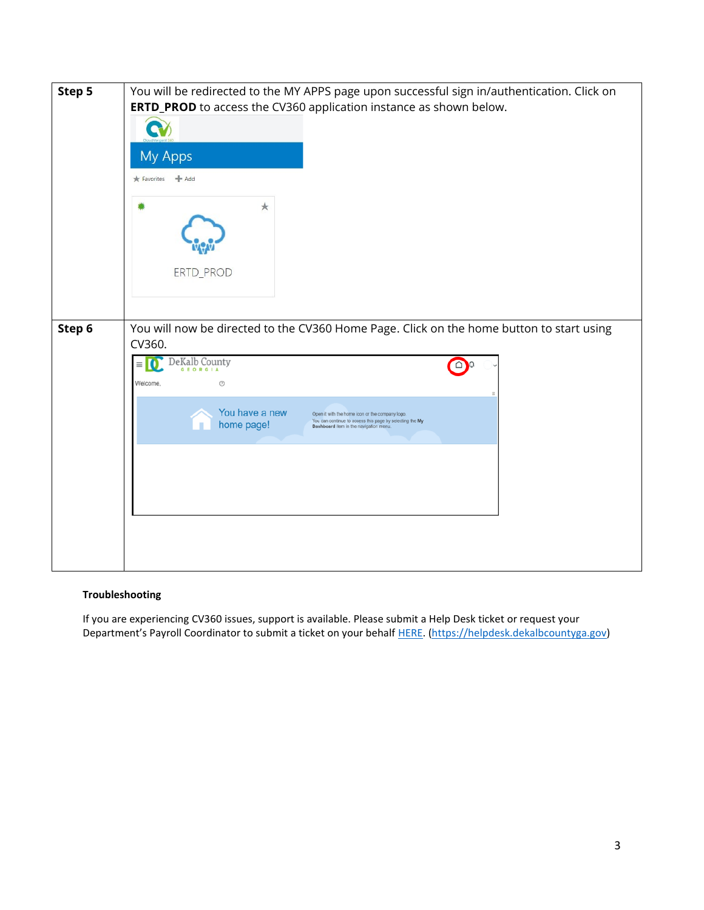| | |
|---|---|
| **Step 5** | You will be redirected to the MY APPS page upon successful sign in/authentication. Click on **ERTD_PROD** to access the CV360 application instance as shown below. |
| **Step 6** | You will now be directed to the CV360 Home Page. Click on the home button to start using CV360. |

**Troubleshooting**

If you are experiencing CV360 issues, support is available. Please submit a Help Desk ticket or request your Department's Payroll Coordinator to submit a ticket on your behalf [HERE](https://helpdesk.dekalbcountyga.gov). ([https://helpdesk.dekalbcountyga.gov](https://helpdesk.dekalbcountyga.gov))